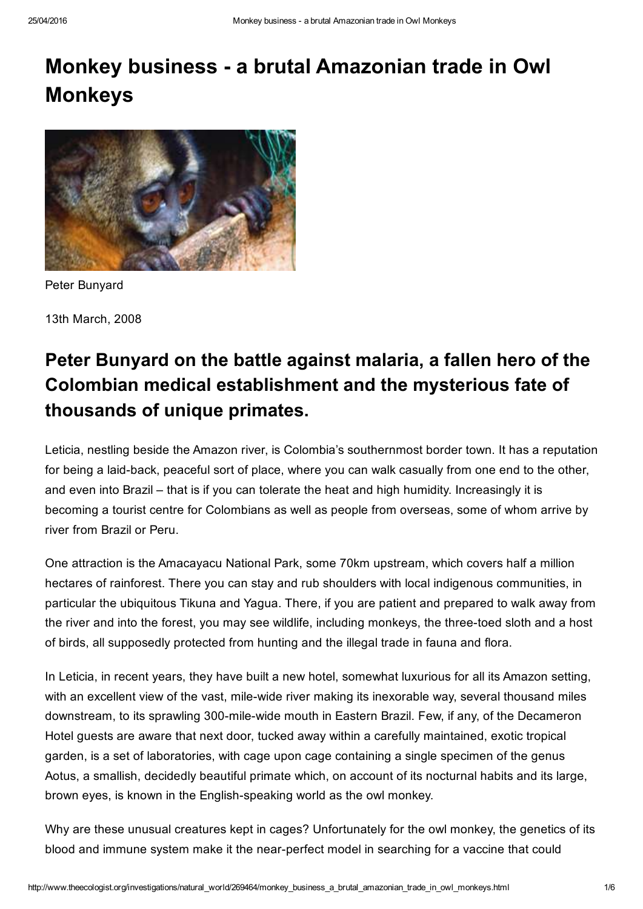# Monkey business - a brutal Amazonian trade in Owl Monkeys

Peter Bunyard

13th March, 2008

## Peter Bunyard on the battle against malaria, a fallen hero of the Colombian medical establishment and the mysterious fate of thousands of unique primates.

Leticia, nestling beside the Amazon river, is Colombia's southernmost border town. It has a reputation for being a laid-back, peaceful sort of place, where you can walk casually from one end to the other, and even into Brazil – that is if you can tolerate the heat and high humidity. Increasingly it is becoming a tourist centre for Colombians as well as people from overseas, some of whom arrive by river from Brazil or Peru.

One attraction is the Amacayacu National Park, some 70km upstream, which covers half a million hectares of rainforest. There you can stay and rub shoulders with local indigenous communities, in particular the ubiquitous Tikuna and Yagua. There, if you are patient and prepared to walk away from the river and into the forest, you may see wildlife, including monkeys, the three-toed sloth and a host of birds, all supposedly protected from hunting and the illegal trade in fauna and flora.

In Leticia, in recent years, they have built a new hotel, somewhat luxurious for all its Amazon setting, with an excellent view of the vast, mile-wide river making its inexorable way, several thousand miles downstream, to its sprawling 300-mile-wide mouth in Eastern Brazil. Few, if any, of the Decameron Hotel guests are aware that next door, tucked away within a carefully maintained, exotic tropical garden, is a set of laboratories, with cage upon cage containing a single specimen of the genus Aotus, a smallish, decidedly beautiful primate which, on account of its nocturnal habits and its large, brown eyes, is known in the English-speaking world as the owl monkey.

Why are these unusual creatures kept in cages? Unfortunately for the owl monkey, the genetics of its blood and immune system make it the near-perfect model in searching for a vaccine that could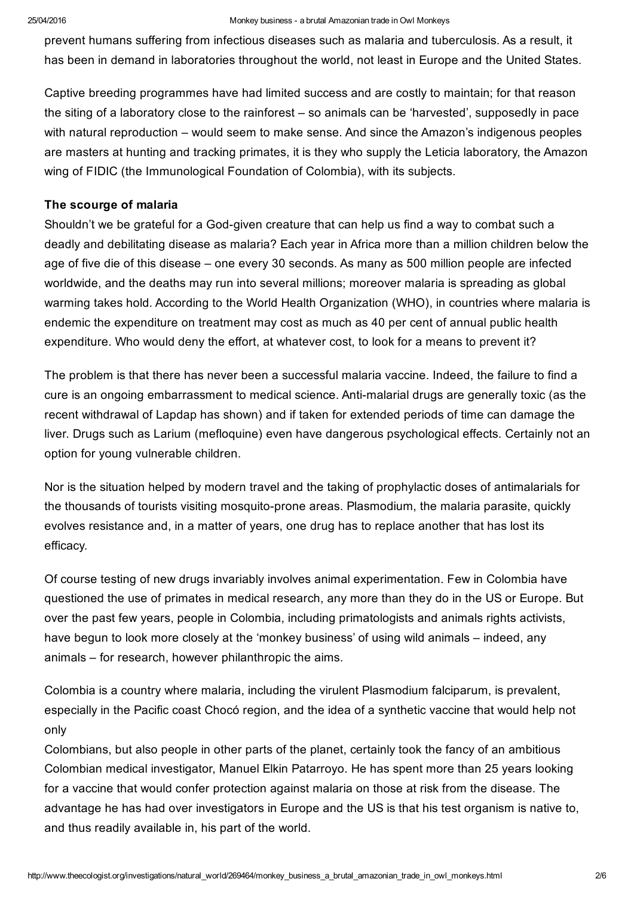prevent humans suffering from infectious diseases such as malaria and tuberculosis. As a result, it has been in demand in laboratories throughout the world, not least in Europe and the United States.

Captive breeding programmes have had limited success and are costly to maintain; for that reason the siting of a laboratory close to the rainforest – so animals can be 'harvested', supposedly in pace with natural reproduction – would seem to make sense. And since the Amazon's indigenous peoples are masters at hunting and tracking primates, it is they who supply the Leticia laboratory, the Amazon wing of FIDIC (the Immunological Foundation of Colombia), with its subjects.

**The scourge of malaria**

Shouldn't we be grateful for a God-given creature that can help us find a way to combat such a deadly and debilitating disease as malaria? Each year in Africa more than a million children below the age of five die of this disease – one every 30 seconds. As many as 500 million people are infected worldwide, and the deaths may run into several millions; moreover malaria is spreading as global warming takes hold. According to the World Health Organization (WHO), in countries where malaria is endemic the expenditure on treatment may cost as much as 40 per cent of annual public health expenditure. Who would deny the effort, at whatever cost, to look for a means to prevent it?

The problem is that there has never been a successful malaria vaccine. Indeed, the failure to find a cure is an ongoing embarrassment to medical science. Anti-malarial drugs are generally toxic (as the recent withdrawal of Lapdap has shown) and if taken for extended periods of time can damage the liver. Drugs such as Larium (mefloquine) even have dangerous psychological effects. Certainly not an option for young vulnerable children.

Nor is the situation helped by modern travel and the taking of prophylactic doses of antimalarials for the thousands of tourists visiting mosquito-prone areas. Plasmodium, the malaria parasite, quickly evolves resistance and, in a matter of years, one drug has to replace another that has lost its efficacy.

Of course testing of new drugs invariably involves animal experimentation. Few in Colombia have questioned the use of primates in medical research, any more than they do in the US or Europe. But over the past few years, people in Colombia, including primatologists and animals rights activists, have begun to look more closely at the 'monkey business' of using wild animals – indeed, any animals – for research, however philanthropic the aims.

Colombia is a country where malaria, including the virulent Plasmodium falciparum, is prevalent, especially in the Pacific coast Chocó region, and the idea of a synthetic vaccine that would help not only
Colombians, but also people in other parts of the planet, certainly took the fancy of an ambitious Colombian medical investigator, Manuel Elkin Patarroyo. He has spent more than 25 years looking for a vaccine that would confer protection against malaria on those at risk from the disease. The advantage he has had over investigators in Europe and the US is that his test organism is native to, and thus readily available in, his part of the world.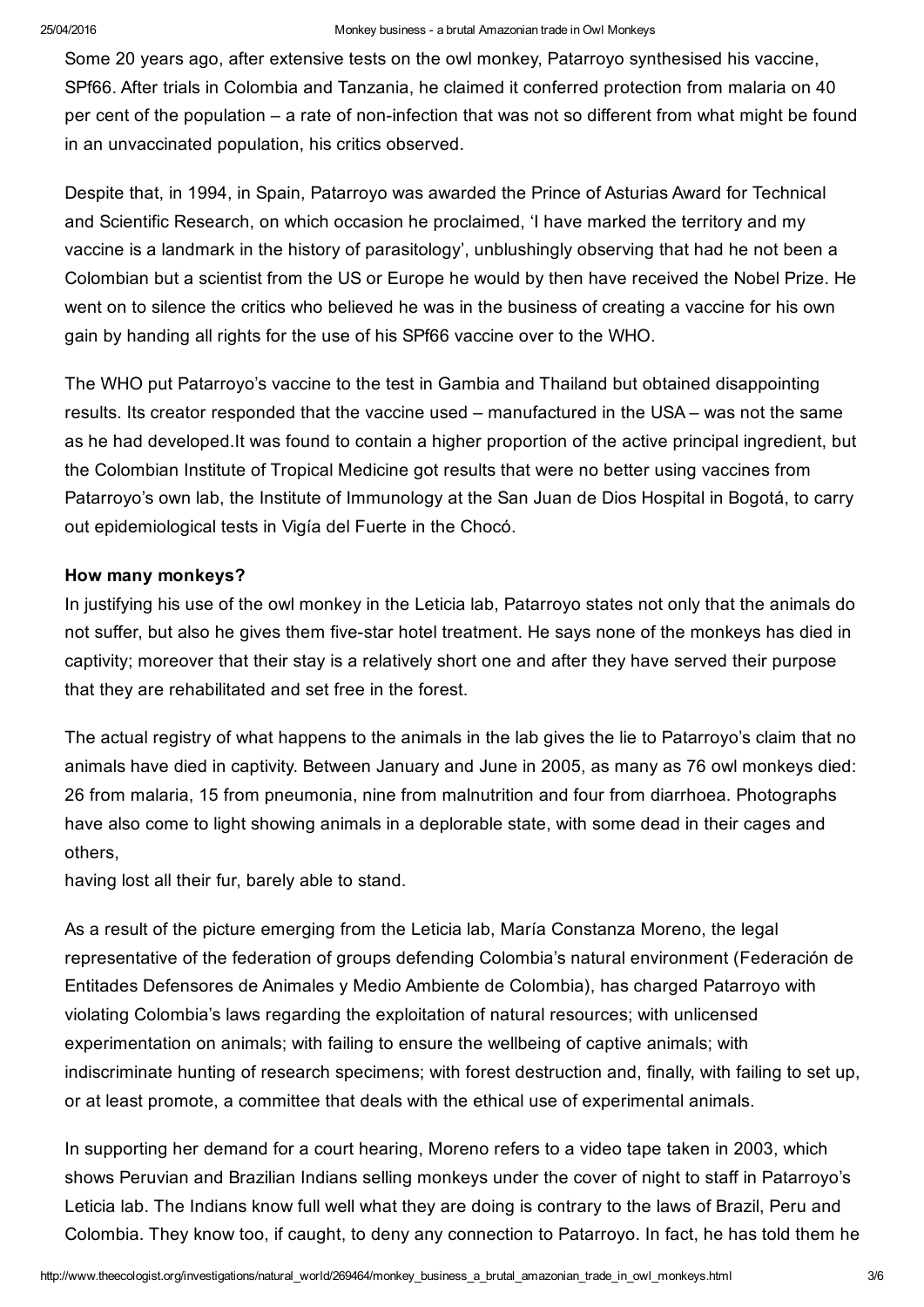Some 20 years ago, after extensive tests on the owl monkey, Patarroyo synthesised his vaccine, SPf66. After trials in Colombia and Tanzania, he claimed it conferred protection from malaria on 40 per cent of the population – a rate of non-infection that was not so different from what might be found in an unvaccinated population, his critics observed.

Despite that, in 1994, in Spain, Patarroyo was awarded the Prince of Asturias Award for Technical and Scientific Research, on which occasion he proclaimed, 'I have marked the territory and my vaccine is a landmark in the history of parasitology', unblushingly observing that had he not been a Colombian but a scientist from the US or Europe he would by then have received the Nobel Prize. He went on to silence the critics who believed he was in the business of creating a vaccine for his own gain by handing all rights for the use of his SPf66 vaccine over to the WHO.

The WHO put Patarroyo's vaccine to the test in Gambia and Thailand but obtained disappointing results. Its creator responded that the vaccine used – manufactured in the USA – was not the same as he had developed.It was found to contain a higher proportion of the active principal ingredient, but the Colombian Institute of Tropical Medicine got results that were no better using vaccines from Patarroyo's own lab, the Institute of Immunology at the San Juan de Dios Hospital in Bogotá, to carry out epidemiological tests in Vigía del Fuerte in the Chocó.

**How many monkeys?**

In justifying his use of the owl monkey in the Leticia lab, Patarroyo states not only that the animals do not suffer, but also he gives them five-star hotel treatment. He says none of the monkeys has died in captivity; moreover that their stay is a relatively short one and after they have served their purpose that they are rehabilitated and set free in the forest.

The actual registry of what happens to the animals in the lab gives the lie to Patarroyo's claim that no animals have died in captivity. Between January and June in 2005, as many as 76 owl monkeys died: 26 from malaria, 15 from pneumonia, nine from malnutrition and four from diarrhoea. Photographs have also come to light showing animals in a deplorable state, with some dead in their cages and others,
having lost all their fur, barely able to stand.

As a result of the picture emerging from the Leticia lab, María Constanza Moreno, the legal representative of the federation of groups defending Colombia's natural environment (Federación de Entitades Defensores de Animales y Medio Ambiente de Colombia), has charged Patarroyo with violating Colombia's laws regarding the exploitation of natural resources; with unlicensed experimentation on animals; with failing to ensure the wellbeing of captive animals; with indiscriminate hunting of research specimens; with forest destruction and, finally, with failing to set up, or at least promote, a committee that deals with the ethical use of experimental animals.

In supporting her demand for a court hearing, Moreno refers to a video tape taken in 2003, which shows Peruvian and Brazilian Indians selling monkeys under the cover of night to staff in Patarroyo's Leticia lab. The Indians know full well what they are doing is contrary to the laws of Brazil, Peru and Colombia. They know too, if caught, to deny any connection to Patarroyo. In fact, he has told them he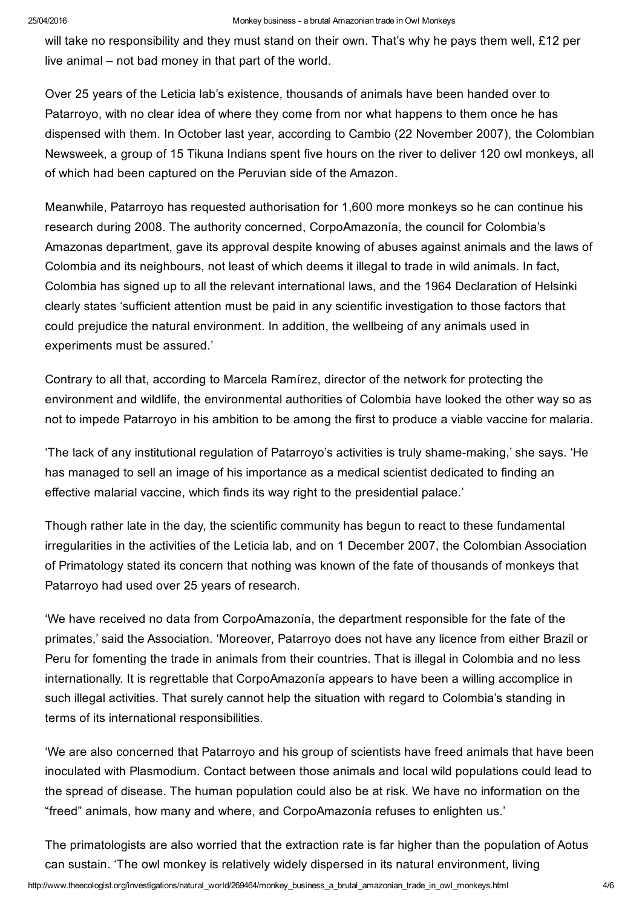will take no responsibility and they must stand on their own. That's why he pays them well, £12 per live animal – not bad money in that part of the world.

Over 25 years of the Leticia lab's existence, thousands of animals have been handed over to Patarroyo, with no clear idea of where they come from nor what happens to them once he has dispensed with them. In October last year, according to Cambio (22 November 2007), the Colombian Newsweek, a group of 15 Tikuna Indians spent five hours on the river to deliver 120 owl monkeys, all of which had been captured on the Peruvian side of the Amazon.

Meanwhile, Patarroyo has requested authorisation for 1,600 more monkeys so he can continue his research during 2008. The authority concerned, CorpoAmazonía, the council for Colombia's Amazonas department, gave its approval despite knowing of abuses against animals and the laws of Colombia and its neighbours, not least of which deems it illegal to trade in wild animals. In fact, Colombia has signed up to all the relevant international laws, and the 1964 Declaration of Helsinki clearly states 'sufficient attention must be paid in any scientific investigation to those factors that could prejudice the natural environment. In addition, the wellbeing of any animals used in experiments must be assured.'

Contrary to all that, according to Marcela Ramírez, director of the network for protecting the environment and wildlife, the environmental authorities of Colombia have looked the other way so as not to impede Patarroyo in his ambition to be among the first to produce a viable vaccine for malaria.

'The lack of any institutional regulation of Patarroyo's activities is truly shame-making,' she says. 'He has managed to sell an image of his importance as a medical scientist dedicated to finding an effective malarial vaccine, which finds its way right to the presidential palace.'

Though rather late in the day, the scientific community has begun to react to these fundamental irregularities in the activities of the Leticia lab, and on 1 December 2007, the Colombian Association of Primatology stated its concern that nothing was known of the fate of thousands of monkeys that Patarroyo had used over 25 years of research.

'We have received no data from CorpoAmazonía, the department responsible for the fate of the primates,' said the Association. 'Moreover, Patarroyo does not have any licence from either Brazil or Peru for fomenting the trade in animals from their countries. That is illegal in Colombia and no less internationally. It is regrettable that CorpoAmazonía appears to have been a willing accomplice in such illegal activities. That surely cannot help the situation with regard to Colombia's standing in terms of its international responsibilities.

'We are also concerned that Patarroyo and his group of scientists have freed animals that have been inoculated with Plasmodium. Contact between those animals and local wild populations could lead to the spread of disease. The human population could also be at risk. We have no information on the "freed" animals, how many and where, and CorpoAmazonía refuses to enlighten us.'

The primatologists are also worried that the extraction rate is far higher than the population of Aotus can sustain. 'The owl monkey is relatively widely dispersed in its natural environment, living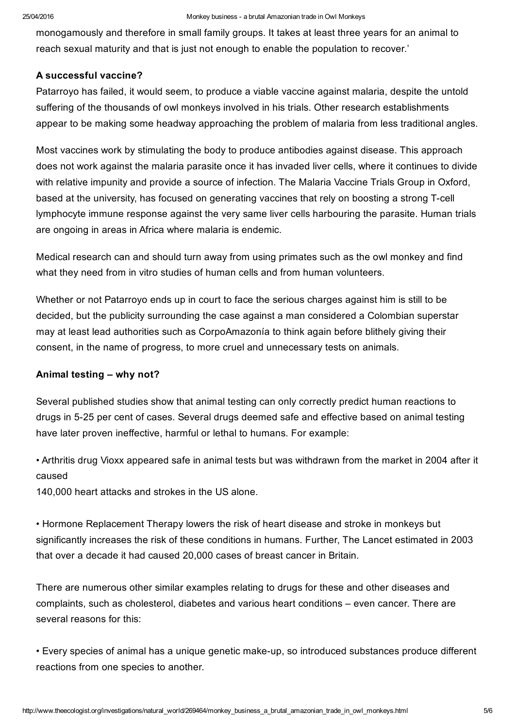monogamously and therefore in small family groups. It takes at least three years for an animal to reach sexual maturity and that is just not enough to enable the population to recover.'

### A successful vaccine?

Patarroyo has failed, it would seem, to produce a viable vaccine against malaria, despite the untold suffering of the thousands of owl monkeys involved in his trials. Other research establishments appear to be making some headway approaching the problem of malaria from less traditional angles.

Most vaccines work by stimulating the body to produce antibodies against disease. This approach does not work against the malaria parasite once it has invaded liver cells, where it continues to divide with relative impunity and provide a source of infection. The Malaria Vaccine Trials Group in Oxford, based at the university, has focused on generating vaccines that rely on boosting a strong T-cell lymphocyte immune response against the very same liver cells harbouring the parasite. Human trials are ongoing in areas in Africa where malaria is endemic.

Medical research can and should turn away from using primates such as the owl monkey and find what they need from in vitro studies of human cells and from human volunteers.

Whether or not Patarroyo ends up in court to face the serious charges against him is still to be decided, but the publicity surrounding the case against a man considered a Colombian superstar may at least lead authorities such as CorpoAmazonía to think again before blithely giving their consent, in the name of progress, to more cruel and unnecessary tests on animals.

### Animal testing – why not?

Several published studies show that animal testing can only correctly predict human reactions to drugs in 5-25 per cent of cases. Several drugs deemed safe and effective based on animal testing have later proven ineffective, harmful or lethal to humans. For example:

• Arthritis drug Vioxx appeared safe in animal tests but was withdrawn from the market in 2004 after it caused
140,000 heart attacks and strokes in the US alone.

• Hormone Replacement Therapy lowers the risk of heart disease and stroke in monkeys but significantly increases the risk of these conditions in humans. Further, The Lancet estimated in 2003 that over a decade it had caused 20,000 cases of breast cancer in Britain.

There are numerous other similar examples relating to drugs for these and other diseases and complaints, such as cholesterol, diabetes and various heart conditions – even cancer. There are several reasons for this:

• Every species of animal has a unique genetic make-up, so introduced substances produce different reactions from one species to another.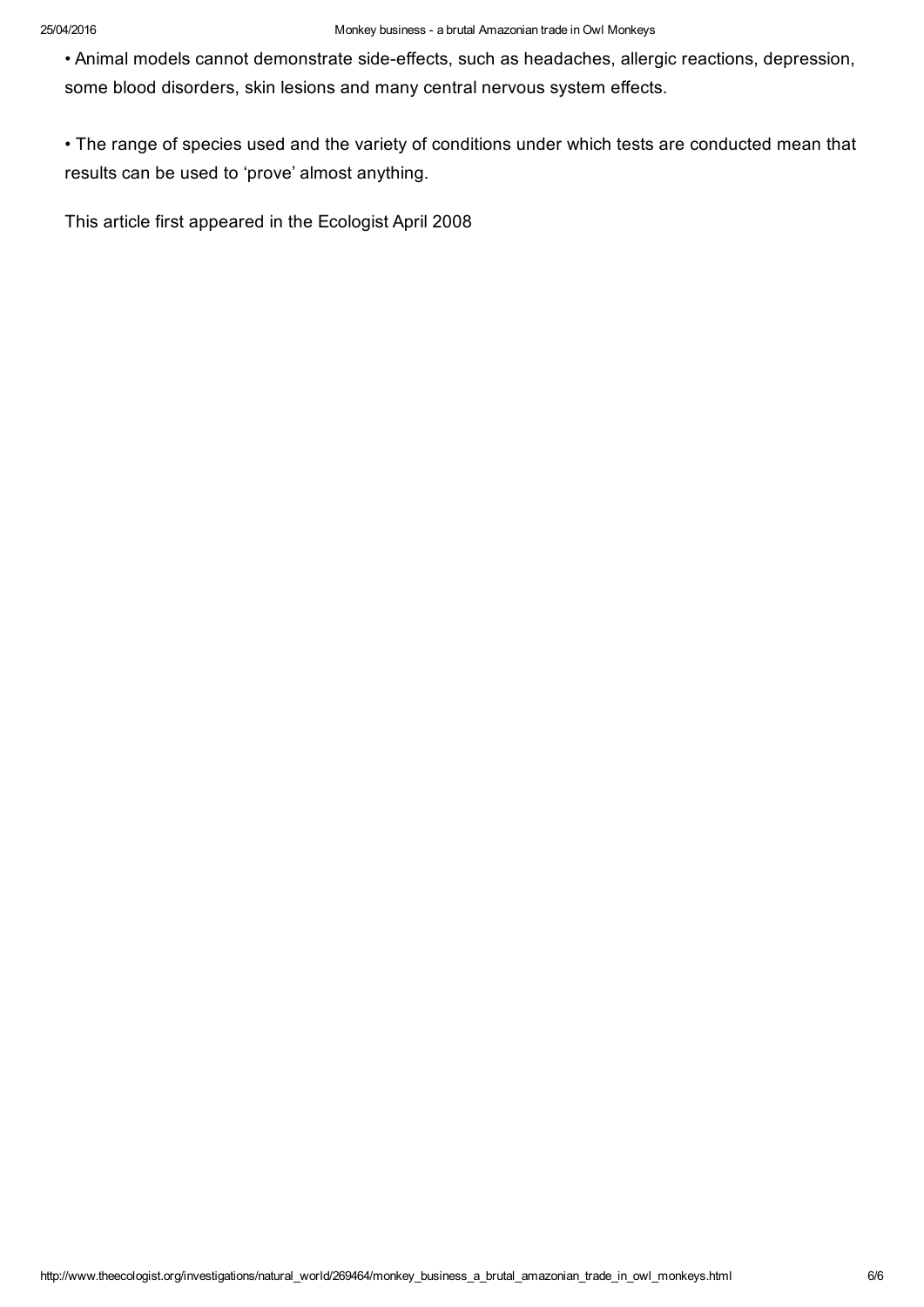- Animal models cannot demonstrate side-effects, such as headaches, allergic reactions, depression, some blood disorders, skin lesions and many central nervous system effects.

- The range of species used and the variety of conditions under which tests are conducted mean that results can be used to 'prove' almost anything.

This article first appeared in the Ecologist April 2008